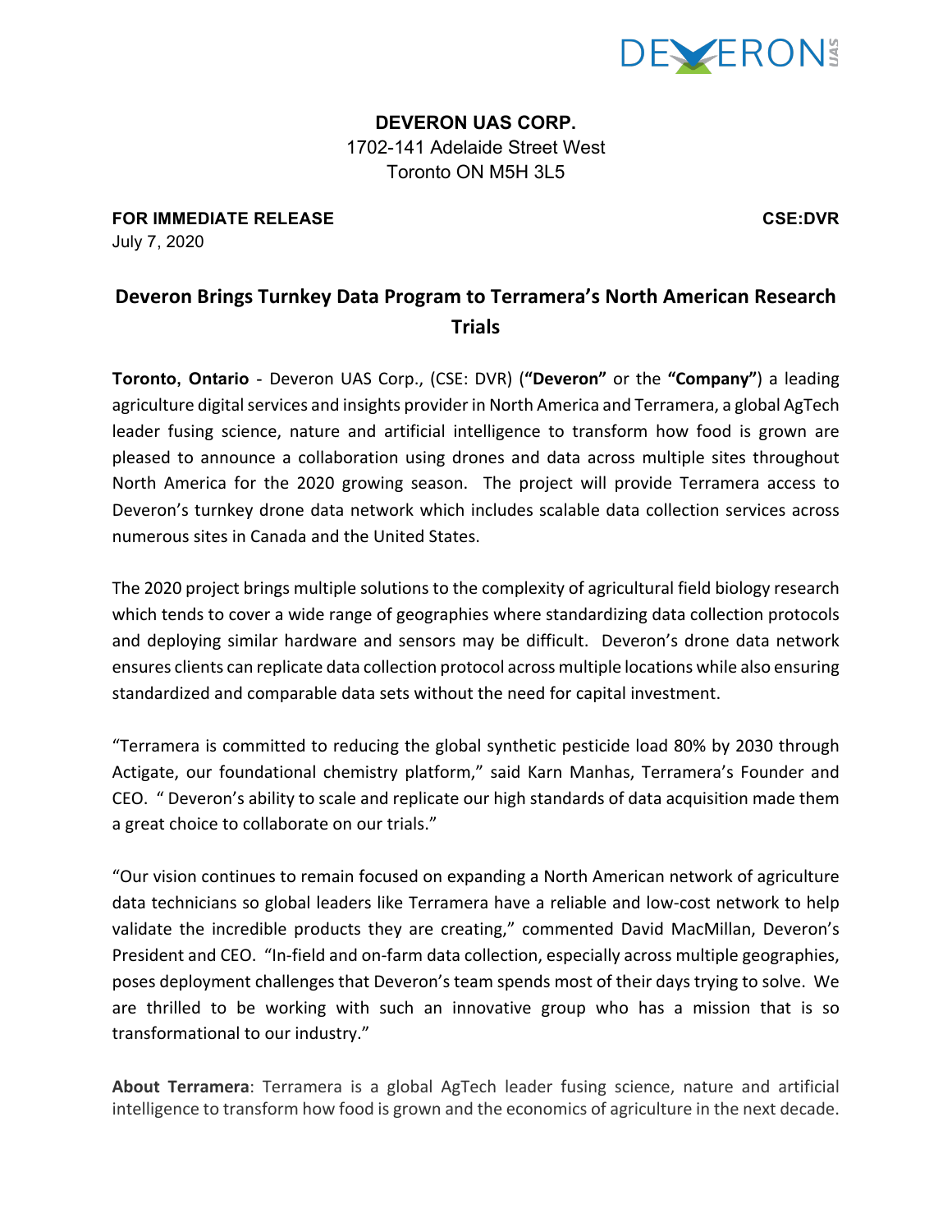**DEVERON UAS CORP.**
1702-141 Adelaide Street West
Toronto ON M5H 3L5

**FOR IMMEDIATE RELEASE** **CSE:DVR**
July 7, 2020

# Deveron Brings Turnkey Data Program to Terramera's North American Research Trials

**Toronto, Ontario** - Deveron UAS Corp., (CSE: DVR) (**"Deveron"** or the **"Company"**) a leading agriculture digital services and insights provider in North America and Terramera, a global AgTech leader fusing science, nature and artificial intelligence to transform how food is grown are pleased to announce a collaboration using drones and data across multiple sites throughout North America for the 2020 growing season. The project will provide Terramera access to Deveron's turnkey drone data network which includes scalable data collection services across numerous sites in Canada and the United States.

The 2020 project brings multiple solutions to the complexity of agricultural field biology research which tends to cover a wide range of geographies where standardizing data collection protocols and deploying similar hardware and sensors may be difficult. Deveron's drone data network ensures clients can replicate data collection protocol across multiple locations while also ensuring standardized and comparable data sets without the need for capital investment.

"Terramera is committed to reducing the global synthetic pesticide load 80% by 2030 through Actigate, our foundational chemistry platform," said Karn Manhas, Terramera's Founder and CEO. " Deveron's ability to scale and replicate our high standards of data acquisition made them a great choice to collaborate on our trials."

"Our vision continues to remain focused on expanding a North American network of agriculture data technicians so global leaders like Terramera have a reliable and low-cost network to help validate the incredible products they are creating," commented David MacMillan, Deveron's President and CEO. "In-field and on-farm data collection, especially across multiple geographies, poses deployment challenges that Deveron's team spends most of their days trying to solve. We are thrilled to be working with such an innovative group who has a mission that is so transformational to our industry."

**About Terramera**: Terramera is a global AgTech leader fusing science, nature and artificial intelligence to transform how food is grown and the economics of agriculture in the next decade.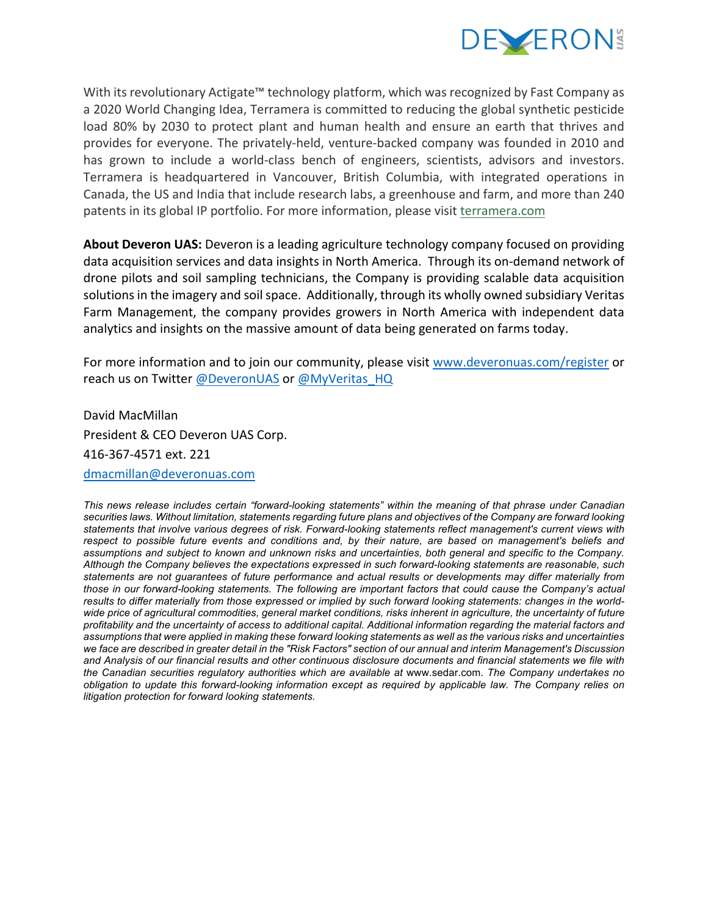With its revolutionary Actigate™ technology platform, which was recognized by Fast Company as a 2020 World Changing Idea, Terramera is committed to reducing the global synthetic pesticide load 80% by 2030 to protect plant and human health and ensure an earth that thrives and provides for everyone. The privately-held, venture-backed company was founded in 2010 and has grown to include a world-class bench of engineers, scientists, advisors and investors. Terramera is headquartered in Vancouver, British Columbia, with integrated operations in Canada, the US and India that include research labs, a greenhouse and farm, and more than 240 patents in its global IP portfolio. For more information, please visit terramera.com

**About Deveron UAS:** Deveron is a leading agriculture technology company focused on providing data acquisition services and data insights in North America. Through its on-demand network of drone pilots and soil sampling technicians, the Company is providing scalable data acquisition solutions in the imagery and soil space. Additionally, through its wholly owned subsidiary Veritas Farm Management, the company provides growers in North America with independent data analytics and insights on the massive amount of data being generated on farms today.

For more information and to join our community, please visit www.deveronuas.com/register or reach us on Twitter @DeveronUAS or @MyVeritas_HQ

David MacMillan
President & CEO Deveron UAS Corp.
416-367-4571 ext. 221
dmacmillan@deveronuas.com

*This news release includes certain "forward-looking statements" within the meaning of that phrase under Canadian securities laws. Without limitation, statements regarding future plans and objectives of the Company are forward looking statements that involve various degrees of risk. Forward-looking statements reflect management's current views with respect to possible future events and conditions and, by their nature, are based on management's beliefs and assumptions and subject to known and unknown risks and uncertainties, both general and specific to the Company. Although the Company believes the expectations expressed in such forward-looking statements are reasonable, such statements are not guarantees of future performance and actual results or developments may differ materially from those in our forward-looking statements. The following are important factors that could cause the Company's actual results to differ materially from those expressed or implied by such forward looking statements: changes in the world-wide price of agricultural commodities, general market conditions, risks inherent in agriculture, the uncertainty of future profitability and the uncertainty of access to additional capital. Additional information regarding the material factors and assumptions that were applied in making these forward looking statements as well as the various risks and uncertainties we face are described in greater detail in the "Risk Factors" section of our annual and interim Management's Discussion and Analysis of our financial results and other continuous disclosure documents and financial statements we file with the Canadian securities regulatory authorities which are available at* www.sedar.com. *The Company undertakes no obligation to update this forward-looking information except as required by applicable law. The Company relies on litigation protection for forward looking statements.*